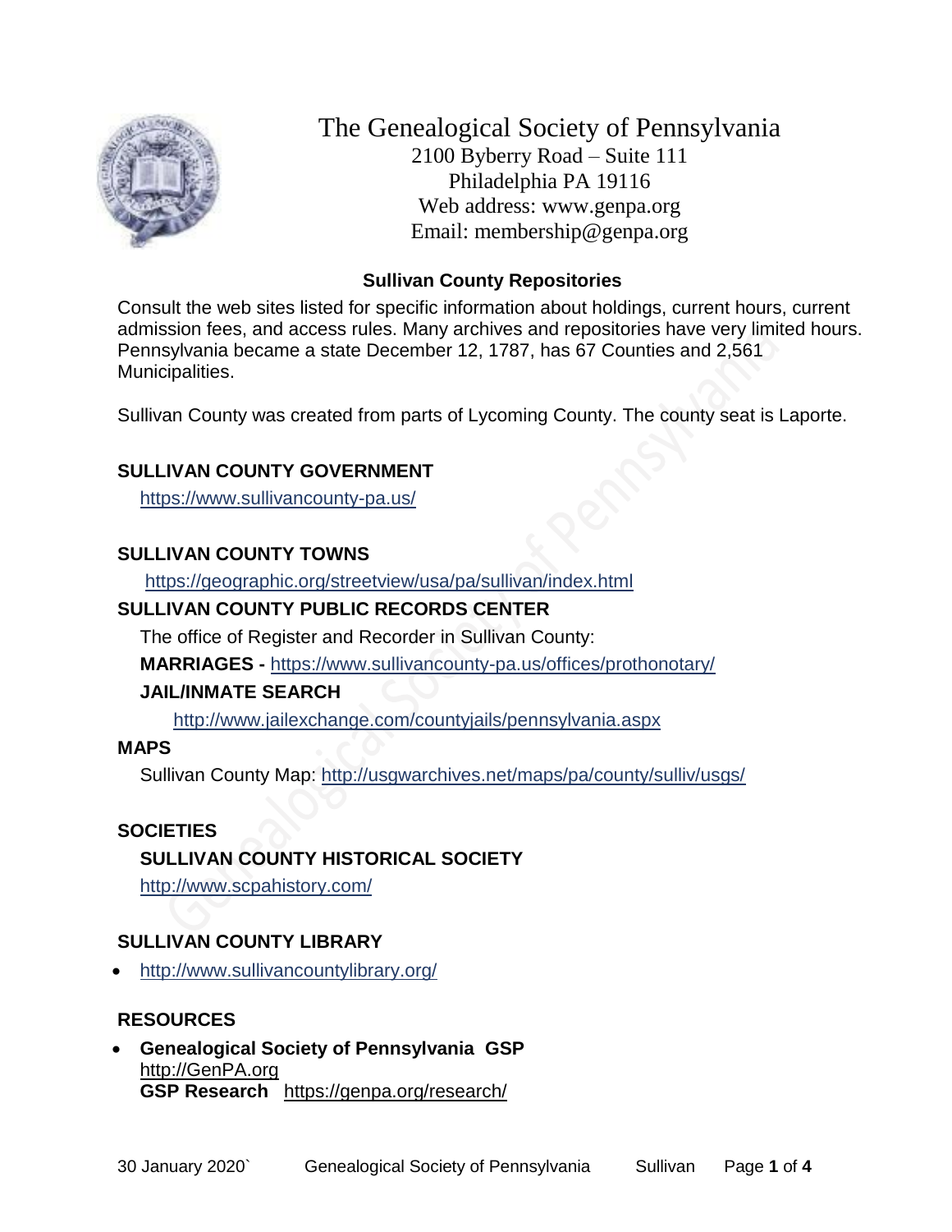# The Genealogical Society of Pennsylvania

2100 Byberry Road – Suite 111
Philadelphia PA 19116
Web address: www.genpa.org
Email: membership@genpa.org

## Sullivan County Repositories

Consult the web sites listed for specific information about holdings, current hours, current admission fees, and access rules. Many archives and repositories have very limited hours. Pennsylvania became a state December 12, 1787, has 67 Counties and 2,561 Municipalities.

Sullivan County was created from parts of Lycoming County. The county seat is Laporte.

### SULLIVAN COUNTY GOVERNMENT

https://www.sullivancounty-pa.us/

### SULLIVAN COUNTY TOWNS

https://geographic.org/streetview/usa/pa/sullivan/index.html

### SULLIVAN COUNTY PUBLIC RECORDS CENTER

The office of Register and Recorder in Sullivan County:

**MARRIAGES -** https://www.sullivancounty-pa.us/offices/prothonotary/

**JAIL/INMATE SEARCH**

http://www.jailexchange.com/countyjails/pennsylvania.aspx

### MAPS

Sullivan County Map: http://usgwarchives.net/maps/pa/county/sulliv/usgs/

### SOCIETIES

**SULLIVAN COUNTY HISTORICAL SOCIETY**

http://www.scpahistory.com/

### SULLIVAN COUNTY LIBRARY

- http://www.sullivancountylibrary.org/

### RESOURCES

- **Genealogical Society of Pennsylvania GSP**
  http://GenPA.org
  **GSP Research** https://genpa.org/research/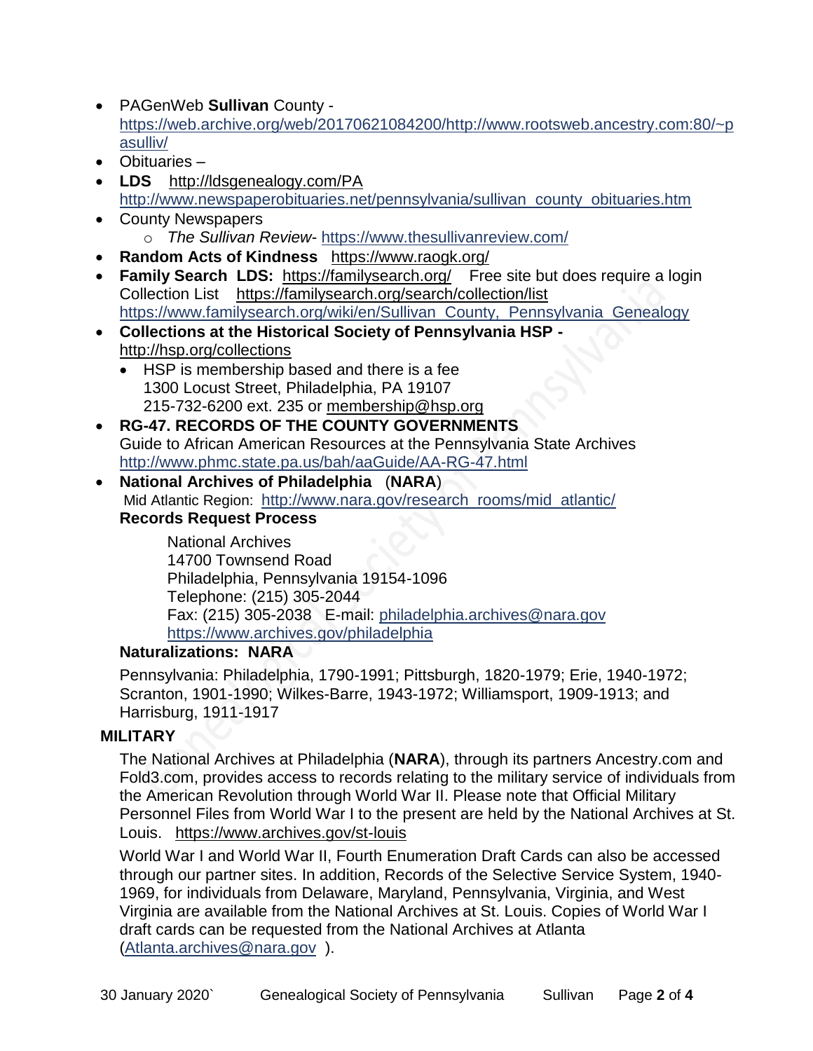- PAGenWeb **Sullivan** County - https://web.archive.org/web/20170621084200/http://www.rootsweb.ancestry.com:80/~pasulliv/
- Obituaries –
- **LDS** http://ldsgenealogy.com/PA http://www.newspaperobituaries.net/pennsylvania/sullivan_county_obituaries.htm
- County Newspapers
  - *The Sullivan Review*- https://www.thesullivanreview.com/
- **Random Acts of Kindness** https://www.raogk.org/
- **Family Search LDS:** https://familysearch.org/ Free site but does require a login Collection List https://familysearch.org/search/collection/list https://www.familysearch.org/wiki/en/Sullivan_County,_Pennsylvania_Genealogy
- **Collections at the Historical Society of Pennsylvania HSP -** http://hsp.org/collections
  - HSP is membership based and there is a fee 1300 Locust Street, Philadelphia, PA 19107 215-732-6200 ext. 235 or membership@hsp.org
- **RG-47. RECORDS OF THE COUNTY GOVERNMENTS** Guide to African American Resources at the Pennsylvania State Archives http://www.phmc.state.pa.us/bah/aaGuide/AA-RG-47.html
- **National Archives of Philadelphia** (**NARA**) Mid Atlantic Region: http://www.nara.gov/research_rooms/mid_atlantic/

  **Records Request Process**

  National Archives
  14700 Townsend Road
  Philadelphia, Pennsylvania 19154-1096
  Telephone: (215) 305-2044
  Fax: (215) 305-2038 E-mail: philadelphia.archives@nara.gov
  https://www.archives.gov/philadelphia

  **Naturalizations: NARA**

  Pennsylvania: Philadelphia, 1790-1991; Pittsburgh, 1820-1979; Erie, 1940-1972; Scranton, 1901-1990; Wilkes-Barre, 1943-1972; Williamsport, 1909-1913; and Harrisburg, 1911-1917

**MILITARY**

The National Archives at Philadelphia (**NARA**), through its partners Ancestry.com and Fold3.com, provides access to records relating to the military service of individuals from the American Revolution through World War II. Please note that Official Military Personnel Files from World War I to the present are held by the National Archives at St. Louis. https://www.archives.gov/st-louis

World War I and World War II, Fourth Enumeration Draft Cards can also be accessed through our partner sites. In addition, Records of the Selective Service System, 1940-1969, for individuals from Delaware, Maryland, Pennsylvania, Virginia, and West Virginia are available from the National Archives at St. Louis. Copies of World War I draft cards can be requested from the National Archives at Atlanta (Atlanta.archives@nara.gov ).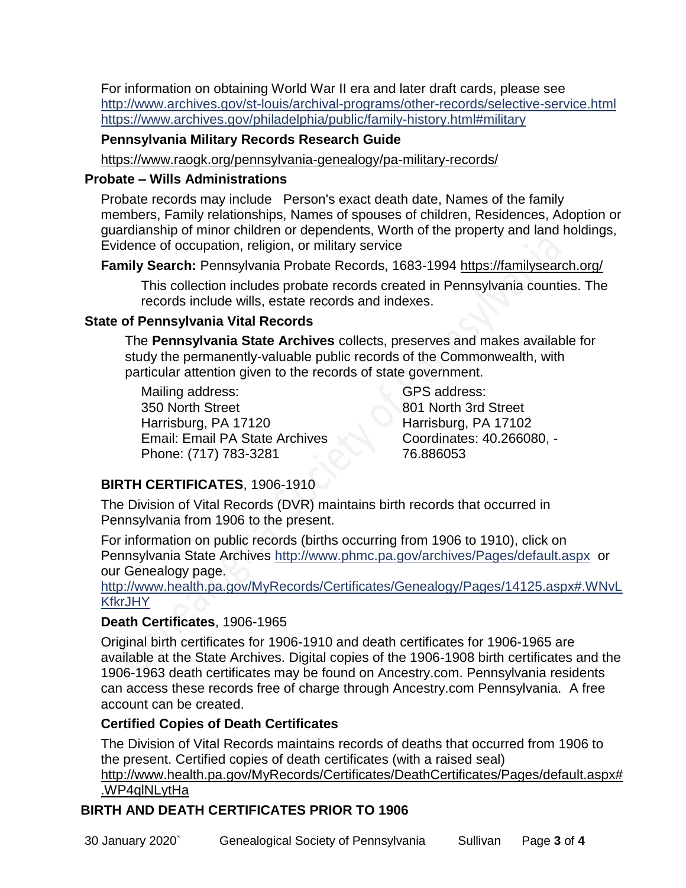For information on obtaining World War II era and later draft cards, please see
http://www.archives.gov/st-louis/archival-programs/other-records/selective-service.html
https://www.archives.gov/philadelphia/public/family-history.html#military

**Pennsylvania Military Records Research Guide**

https://www.raogk.org/pennsylvania-genealogy/pa-military-records/

## Probate – Wills Administrations

Probate records may include Person's exact death date, Names of the family members, Family relationships, Names of spouses of children, Residences, Adoption or guardianship of minor children or dependents, Worth of the property and land holdings, Evidence of occupation, religion, or military service

**Family Search:** Pennsylvania Probate Records, 1683-1994 https://familysearch.org/

This collection includes probate records created in Pennsylvania counties. The records include wills, estate records and indexes.

## State of Pennsylvania Vital Records

The **Pennsylvania State Archives** collects, preserves and makes available for study the permanently-valuable public records of the Commonwealth, with particular attention given to the records of state government.

Mailing address:
350 North Street
Harrisburg, PA 17120
Email: Email PA State Archives
Phone: (717) 783-3281

GPS address:
801 North 3rd Street
Harrisburg, PA 17102
Coordinates: 40.266080, -76.886053

**BIRTH CERTIFICATES**, 1906-1910

The Division of Vital Records (DVR) maintains birth records that occurred in Pennsylvania from 1906 to the present.

For information on public records (births occurring from 1906 to 1910), click on Pennsylvania State Archives http://www.phmc.pa.gov/archives/Pages/default.aspx or our Genealogy page.
http://www.health.pa.gov/MyRecords/Certificates/Genealogy/Pages/14125.aspx#.WNvLKfkrJHY

**Death Certificates**, 1906-1965

Original birth certificates for 1906-1910 and death certificates for 1906-1965 are available at the State Archives. Digital copies of the 1906-1908 birth certificates and the 1906-1963 death certificates may be found on Ancestry.com. Pennsylvania residents can access these records free of charge through Ancestry.com Pennsylvania. A free account can be created.

**Certified Copies of Death Certificates**

The Division of Vital Records maintains records of deaths that occurred from 1906 to the present. Certified copies of death certificates (with a raised seal)
http://www.health.pa.gov/MyRecords/Certificates/DeathCertificates/Pages/default.aspx#.WP4qlNLytHa

## BIRTH AND DEATH CERTIFICATES PRIOR TO 1906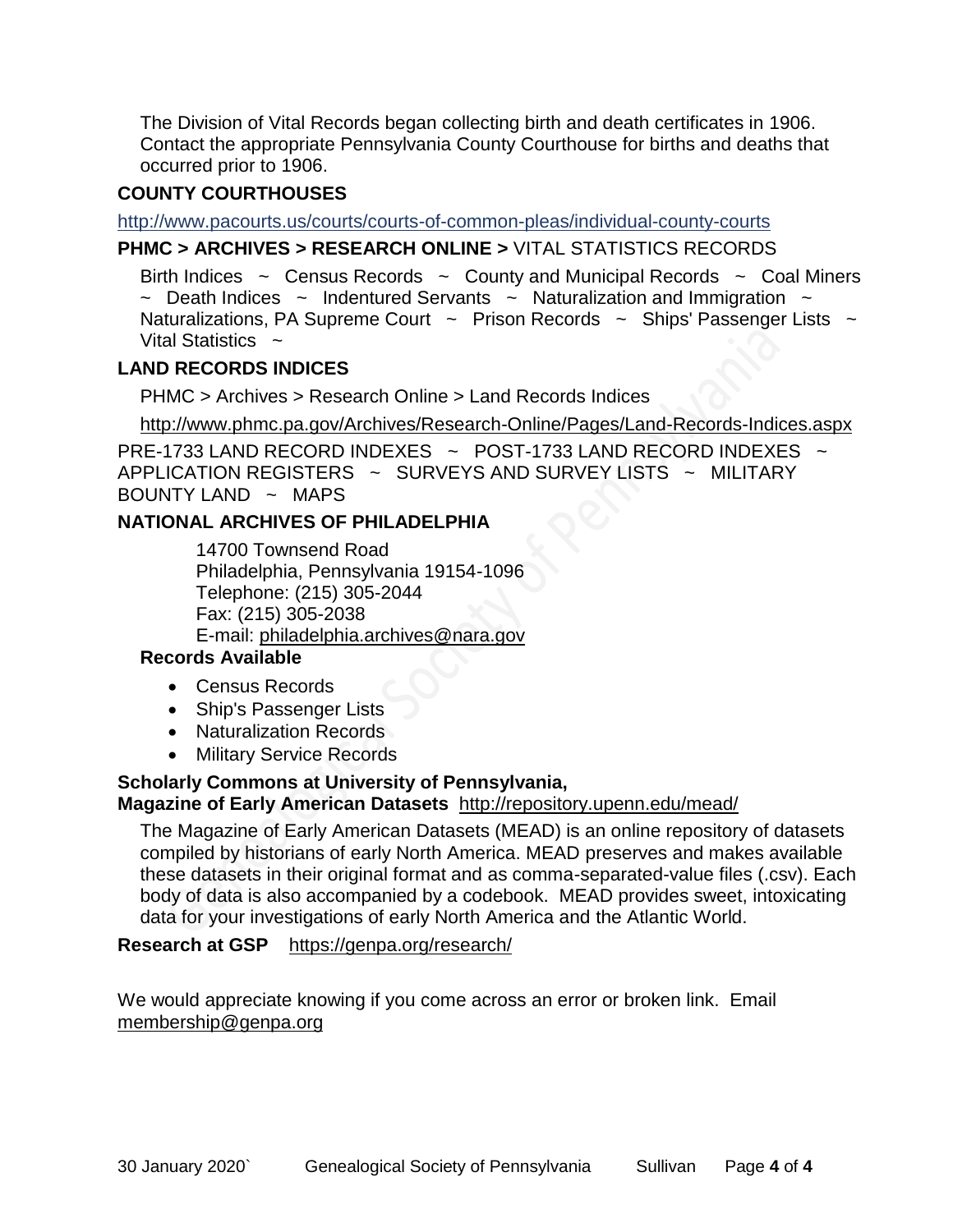The Division of Vital Records began collecting birth and death certificates in 1906. Contact the appropriate Pennsylvania County Courthouse for births and deaths that occurred prior to 1906.

**COUNTY COURTHOUSES**

http://www.pacourts.us/courts/courts-of-common-pleas/individual-county-courts

**PHMC > ARCHIVES > RESEARCH ONLINE >** VITAL STATISTICS RECORDS

Birth Indices ~ Census Records ~ County and Municipal Records ~ Coal Miners ~ Death Indices ~ Indentured Servants ~ Naturalization and Immigration ~ Naturalizations, PA Supreme Court ~ Prison Records ~ Ships' Passenger Lists ~ Vital Statistics ~

**LAND RECORDS INDICES**

PHMC > Archives > Research Online > Land Records Indices

http://www.phmc.pa.gov/Archives/Research-Online/Pages/Land-Records-Indices.aspx

PRE-1733 LAND RECORD INDEXES ~ POST-1733 LAND RECORD INDEXES ~ APPLICATION REGISTERS ~ SURVEYS AND SURVEY LISTS ~ MILITARY BOUNTY LAND ~ MAPS

**NATIONAL ARCHIVES OF PHILADELPHIA**

14700 Townsend Road
Philadelphia, Pennsylvania 19154-1096
Telephone: (215) 305-2044
Fax: (215) 305-2038
E-mail: philadelphia.archives@nara.gov

**Records Available**

- Census Records
- Ship's Passenger Lists
- Naturalization Records
- Military Service Records

**Scholarly Commons at University of Pennsylvania,**
**Magazine of Early American Datasets** http://repository.upenn.edu/mead/

The Magazine of Early American Datasets (MEAD) is an online repository of datasets compiled by historians of early North America. MEAD preserves and makes available these datasets in their original format and as comma-separated-value files (.csv). Each body of data is also accompanied by a codebook. MEAD provides sweet, intoxicating data for your investigations of early North America and the Atlantic World.

**Research at GSP** https://genpa.org/research/

We would appreciate knowing if you come across an error or broken link. Email membership@genpa.org